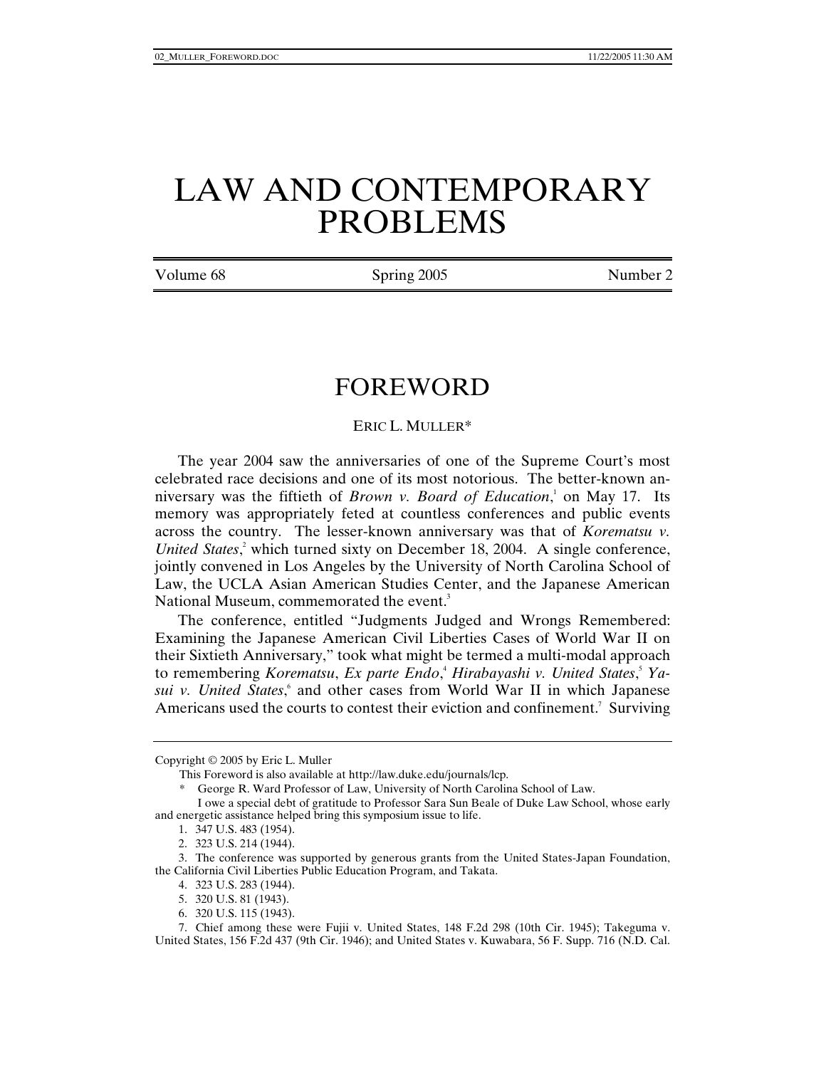# LAW AND CONTEMPORARY PROBLEMS

Volume 68 | Spring 2005 | Number 2

## FOREWORD

ERIC L. MULLER*

The year 2004 saw the anniversaries of one of the Supreme Court's most celebrated race decisions and one of its most notorious. The better-known anniversary was the fiftieth of *Brown v. Board of Education*,[1] on May 17. Its memory was appropriately feted at countless conferences and public events across the country. The lesser-known anniversary was that of *Korematsu v. United States*,[2] which turned sixty on December 18, 2004. A single conference, jointly convened in Los Angeles by the University of North Carolina School of Law, the UCLA Asian American Studies Center, and the Japanese American National Museum, commemorated the event.[3]

The conference, entitled "Judgments Judged and Wrongs Remembered: Examining the Japanese American Civil Liberties Cases of World War II on their Sixtieth Anniversary," took what might be termed a multi-modal approach to remembering *Korematsu*, *Ex parte Endo*,[4] *Hirabayashi v. United States*,[5] *Yasui v. United States*,[6] and other cases from World War II in which Japanese Americans used the courts to contest their eviction and confinement.[7] Surviving

---

Copyright © 2005 by Eric L. Muller

This Foreword is also available at http://law.duke.edu/journals/lcp.

\* George R. Ward Professor of Law, University of North Carolina School of Law.

I owe a special debt of gratitude to Professor Sara Sun Beale of Duke Law School, whose early and energetic assistance helped bring this symposium issue to life.

1. 347 U.S. 483 (1954).

2. 323 U.S. 214 (1944).

3. The conference was supported by generous grants from the United States-Japan Foundation, the California Civil Liberties Public Education Program, and Takata.

4. 323 U.S. 283 (1944).

5. 320 U.S. 81 (1943).

6. 320 U.S. 115 (1943).

7. Chief among these were Fujii v. United States, 148 F.2d 298 (10th Cir. 1945); Takeguma v. United States, 156 F.2d 437 (9th Cir. 1946); and United States v. Kuwabara, 56 F. Supp. 716 (N.D. Cal.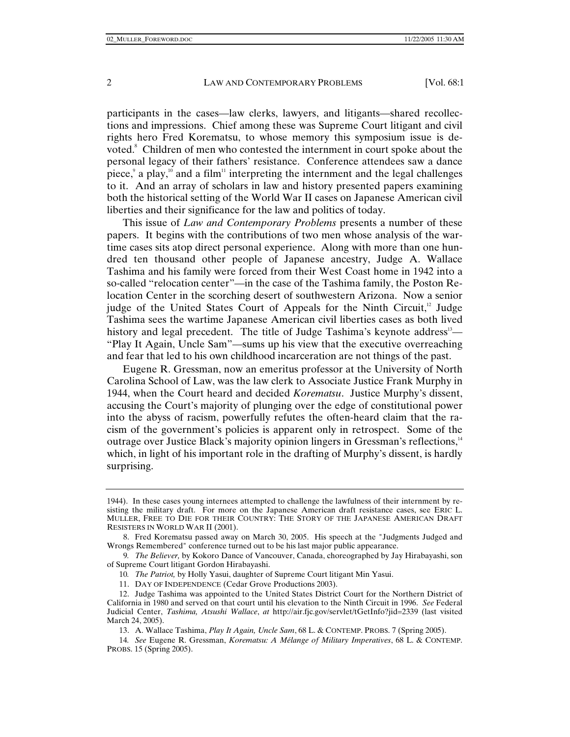participants in the cases—law clerks, lawyers, and litigants—shared recollections and impressions. Chief among these was Supreme Court litigant and civil rights hero Fred Korematsu, to whose memory this symposium issue is devoted.[8] Children of men who contested the internment in court spoke about the personal legacy of their fathers' resistance. Conference attendees saw a dance piece,[9] a play,[10] and a film[11] interpreting the internment and the legal challenges to it. And an array of scholars in law and history presented papers examining both the historical setting of the World War II cases on Japanese American civil liberties and their significance for the law and politics of today.

This issue of *Law and Contemporary Problems* presents a number of these papers. It begins with the contributions of two men whose analysis of the wartime cases sits atop direct personal experience. Along with more than one hundred ten thousand other people of Japanese ancestry, Judge A. Wallace Tashima and his family were forced from their West Coast home in 1942 into a so-called "relocation center"—in the case of the Tashima family, the Poston Relocation Center in the scorching desert of southwestern Arizona. Now a senior judge of the United States Court of Appeals for the Ninth Circuit,[12] Judge Tashima sees the wartime Japanese American civil liberties cases as both lived history and legal precedent. The title of Judge Tashima's keynote address[13]—"Play It Again, Uncle Sam"—sums up his view that the executive overreaching and fear that led to his own childhood incarceration are not things of the past.

Eugene R. Gressman, now an emeritus professor at the University of North Carolina School of Law, was the law clerk to Associate Justice Frank Murphy in 1944, when the Court heard and decided *Korematsu*. Justice Murphy's dissent, accusing the Court's majority of plunging over the edge of constitutional power into the abyss of racism, powerfully refutes the often-heard claim that the racism of the government's policies is apparent only in retrospect. Some of the outrage over Justice Black's majority opinion lingers in Gressman's reflections,[14] which, in light of his important role in the drafting of Murphy's dissent, is hardly surprising.

---

1944). In these cases young internees attempted to challenge the lawfulness of their internment by resisting the military draft. For more on the Japanese American draft resistance cases, see ERIC L. MULLER, FREE TO DIE FOR THEIR COUNTRY: THE STORY OF THE JAPANESE AMERICAN DRAFT RESISTERS IN WORLD WAR II (2001).

8. Fred Korematsu passed away on March 30, 2005. His speech at the "Judgments Judged and Wrongs Remembered" conference turned out to be his last major public appearance.

9. *The Believer,* by Kokoro Dance of Vancouver, Canada, choreographed by Jay Hirabayashi, son of Supreme Court litigant Gordon Hirabayashi.

10. *The Patriot,* by Holly Yasui, daughter of Supreme Court litigant Min Yasui.

11. DAY OF INDEPENDENCE (Cedar Grove Productions 2003).

12. Judge Tashima was appointed to the United States District Court for the Northern District of California in 1980 and served on that court until his elevation to the Ninth Circuit in 1996. *See* Federal Judicial Center, *Tashima, Atsushi Wallace*, *at* http://air.fjc.gov/servlet/tGetInfo?jid=2339 (last visited March 24, 2005).

13. A. Wallace Tashima, *Play It Again, Uncle Sam*, 68 L. & CONTEMP. PROBS. 7 (Spring 2005).

14. *See* Eugene R. Gressman, *Korematsu: A Mélange of Military Imperatives*, 68 L. & CONTEMP. PROBS. 15 (Spring 2005).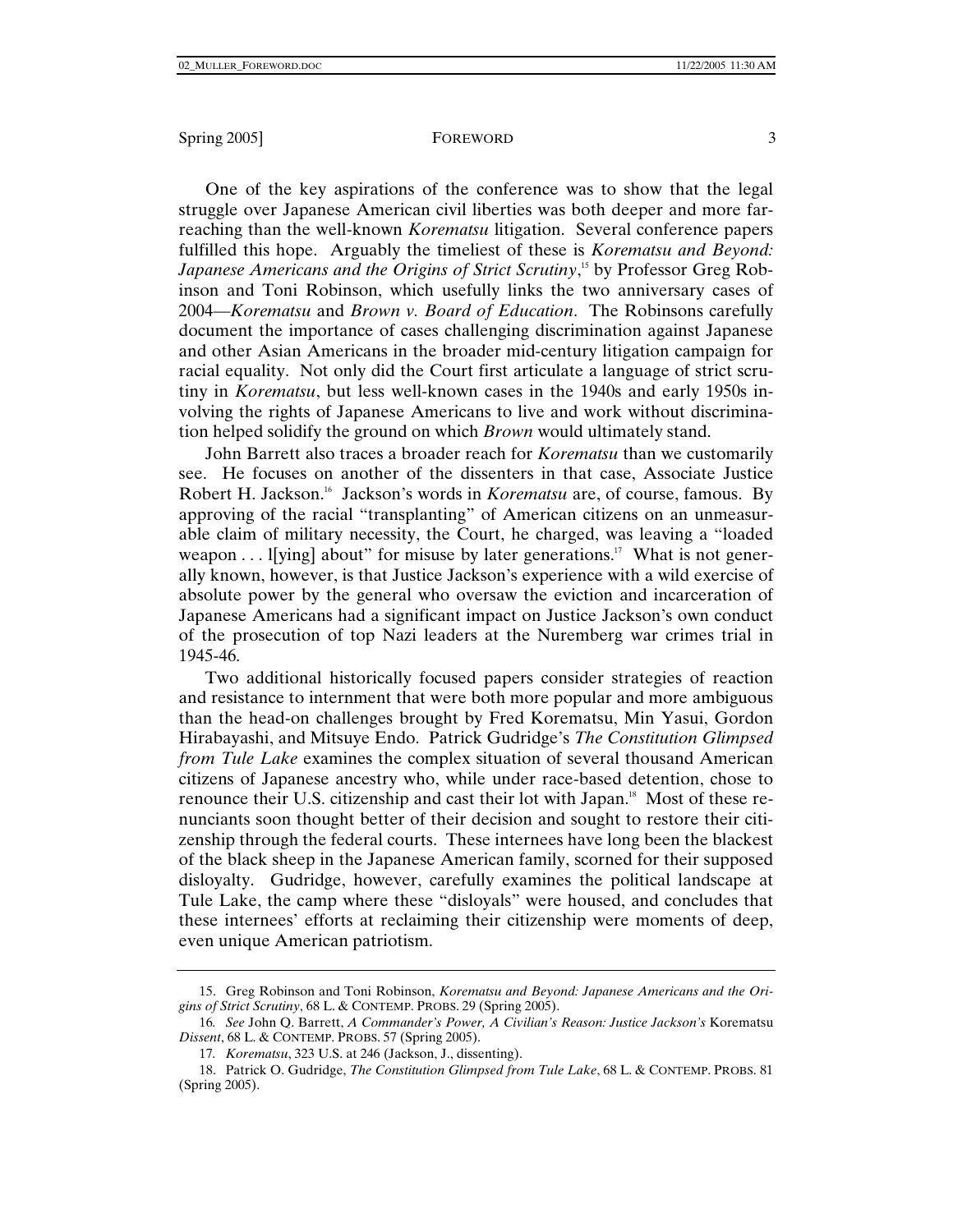One of the key aspirations of the conference was to show that the legal struggle over Japanese American civil liberties was both deeper and more far-reaching than the well-known *Korematsu* litigation. Several conference papers fulfilled this hope. Arguably the timeliest of these is *Korematsu and Beyond: Japanese Americans and the Origins of Strict Scrutiny*,[15] by Professor Greg Robinson and Toni Robinson, which usefully links the two anniversary cases of 2004—*Korematsu* and *Brown v. Board of Education*. The Robinsons carefully document the importance of cases challenging discrimination against Japanese and other Asian Americans in the broader mid-century litigation campaign for racial equality. Not only did the Court first articulate a language of strict scrutiny in *Korematsu*, but less well-known cases in the 1940s and early 1950s involving the rights of Japanese Americans to live and work without discrimination helped solidify the ground on which *Brown* would ultimately stand.

John Barrett also traces a broader reach for *Korematsu* than we customarily see. He focuses on another of the dissenters in that case, Associate Justice Robert H. Jackson.[16] Jackson's words in *Korematsu* are, of course, famous. By approving of the racial "transplanting" of American citizens on an unmeasurable claim of military necessity, the Court, he charged, was leaving a "loaded weapon . . . l[ying] about" for misuse by later generations.[17] What is not generally known, however, is that Justice Jackson's experience with a wild exercise of absolute power by the general who oversaw the eviction and incarceration of Japanese Americans had a significant impact on Justice Jackson's own conduct of the prosecution of top Nazi leaders at the Nuremberg war crimes trial in 1945-46.

Two additional historically focused papers consider strategies of reaction and resistance to internment that were both more popular and more ambiguous than the head-on challenges brought by Fred Korematsu, Min Yasui, Gordon Hirabayashi, and Mitsuye Endo. Patrick Gudridge's *The Constitution Glimpsed from Tule Lake* examines the complex situation of several thousand American citizens of Japanese ancestry who, while under race-based detention, chose to renounce their U.S. citizenship and cast their lot with Japan.[18] Most of these renunciants soon thought better of their decision and sought to restore their citizenship through the federal courts. These internees have long been the blackest of the black sheep in the Japanese American family, scorned for their supposed disloyalty. Gudridge, however, carefully examines the political landscape at Tule Lake, the camp where these "disloyals" were housed, and concludes that these internees' efforts at reclaiming their citizenship were moments of deep, even unique American patriotism.

---

15. Greg Robinson and Toni Robinson, *Korematsu and Beyond: Japanese Americans and the Origins of Strict Scrutiny*, 68 L. & CONTEMP. PROBS. 29 (Spring 2005).

16. *See* John Q. Barrett, *A Commander's Power, A Civilian's Reason: Justice Jackson's* Korematsu *Dissent*, 68 L. & CONTEMP. PROBS. 57 (Spring 2005).

17. *Korematsu*, 323 U.S. at 246 (Jackson, J., dissenting).

18. Patrick O. Gudridge, *The Constitution Glimpsed from Tule Lake*, 68 L. & CONTEMP. PROBS. 81 (Spring 2005).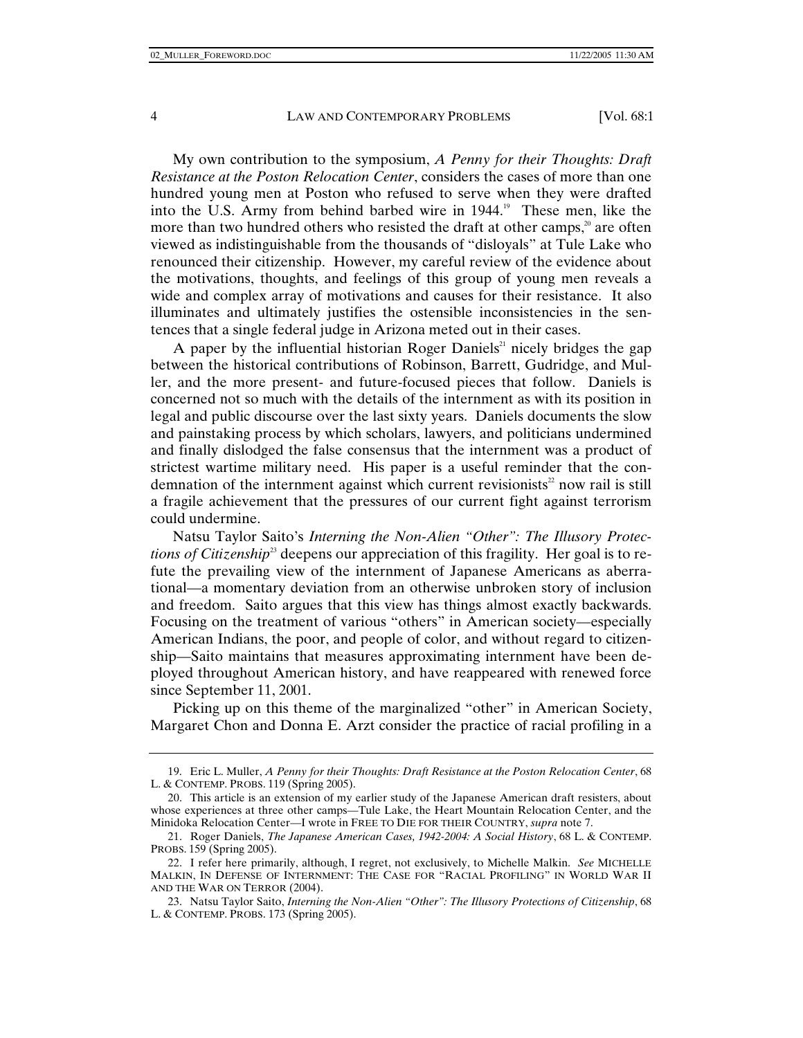My own contribution to the symposium, *A Penny for their Thoughts: Draft Resistance at the Poston Relocation Center*, considers the cases of more than one hundred young men at Poston who refused to serve when they were drafted into the U.S. Army from behind barbed wire in 1944.[19] These men, like the more than two hundred others who resisted the draft at other camps,[20] are often viewed as indistinguishable from the thousands of "disloyals" at Tule Lake who renounced their citizenship. However, my careful review of the evidence about the motivations, thoughts, and feelings of this group of young men reveals a wide and complex array of motivations and causes for their resistance. It also illuminates and ultimately justifies the ostensible inconsistencies in the sentences that a single federal judge in Arizona meted out in their cases.

A paper by the influential historian Roger Daniels[21] nicely bridges the gap between the historical contributions of Robinson, Barrett, Gudridge, and Muller, and the more present- and future-focused pieces that follow. Daniels is concerned not so much with the details of the internment as with its position in legal and public discourse over the last sixty years. Daniels documents the slow and painstaking process by which scholars, lawyers, and politicians undermined and finally dislodged the false consensus that the internment was a product of strictest wartime military need. His paper is a useful reminder that the condemnation of the internment against which current revisionists[22] now rail is still a fragile achievement that the pressures of our current fight against terrorism could undermine.

Natsu Taylor Saito's *Interning the Non-Alien "Other": The Illusory Protections of Citizenship*[23] deepens our appreciation of this fragility. Her goal is to refute the prevailing view of the internment of Japanese Americans as aberrational—a momentary deviation from an otherwise unbroken story of inclusion and freedom. Saito argues that this view has things almost exactly backwards. Focusing on the treatment of various "others" in American society—especially American Indians, the poor, and people of color, and without regard to citizenship—Saito maintains that measures approximating internment have been deployed throughout American history, and have reappeared with renewed force since September 11, 2001.

Picking up on this theme of the marginalized "other" in American Society, Margaret Chon and Donna E. Arzt consider the practice of racial profiling in a

---

19. Eric L. Muller, *A Penny for their Thoughts: Draft Resistance at the Poston Relocation Center*, 68 L. & CONTEMP. PROBS. 119 (Spring 2005).

20. This article is an extension of my earlier study of the Japanese American draft resisters, about whose experiences at three other camps—Tule Lake, the Heart Mountain Relocation Center, and the Minidoka Relocation Center—I wrote in FREE TO DIE FOR THEIR COUNTRY, *supra* note 7.

21. Roger Daniels, *The Japanese American Cases, 1942-2004: A Social History*, 68 L. & CONTEMP. PROBS. 159 (Spring 2005).

22. I refer here primarily, although, I regret, not exclusively, to Michelle Malkin. *See* MICHELLE MALKIN, IN DEFENSE OF INTERNMENT: THE CASE FOR "RACIAL PROFILING" IN WORLD WAR II AND THE WAR ON TERROR (2004).

23. Natsu Taylor Saito, *Interning the Non-Alien "Other": The Illusory Protections of Citizenship*, 68 L. & CONTEMP. PROBS. 173 (Spring 2005).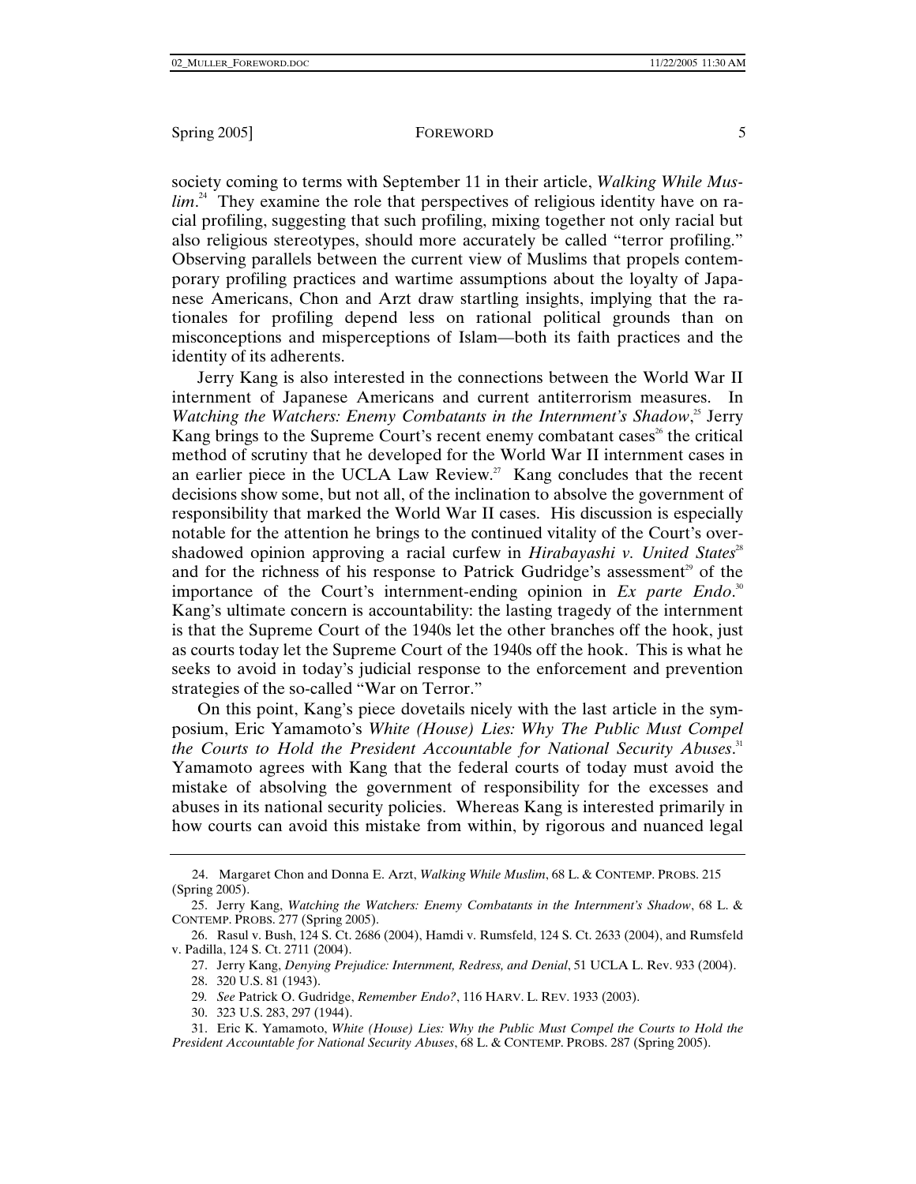society coming to terms with September 11 in their article, *Walking While Muslim*.[24] They examine the role that perspectives of religious identity have on racial profiling, suggesting that such profiling, mixing together not only racial but also religious stereotypes, should more accurately be called "terror profiling." Observing parallels between the current view of Muslims that propels contemporary profiling practices and wartime assumptions about the loyalty of Japanese Americans, Chon and Arzt draw startling insights, implying that the rationales for profiling depend less on rational political grounds than on misconceptions and misperceptions of Islam—both its faith practices and the identity of its adherents.

Jerry Kang is also interested in the connections between the World War II internment of Japanese Americans and current antiterrorism measures. In *Watching the Watchers: Enemy Combatants in the Internment's Shadow*,[25] Jerry Kang brings to the Supreme Court's recent enemy combatant cases[26] the critical method of scrutiny that he developed for the World War II internment cases in an earlier piece in the UCLA Law Review.[27] Kang concludes that the recent decisions show some, but not all, of the inclination to absolve the government of responsibility that marked the World War II cases. His discussion is especially notable for the attention he brings to the continued vitality of the Court's overshadowed opinion approving a racial curfew in *Hirabayashi v. United States*[28] and for the richness of his response to Patrick Gudridge's assessment[29] of the importance of the Court's internment-ending opinion in *Ex parte Endo*.[30] Kang's ultimate concern is accountability: the lasting tragedy of the internment is that the Supreme Court of the 1940s let the other branches off the hook, just as courts today let the Supreme Court of the 1940s off the hook. This is what he seeks to avoid in today's judicial response to the enforcement and prevention strategies of the so-called "War on Terror."

On this point, Kang's piece dovetails nicely with the last article in the symposium, Eric Yamamoto's *White (House) Lies: Why The Public Must Compel the Courts to Hold the President Accountable for National Security Abuses*.[31] Yamamoto agrees with Kang that the federal courts of today must avoid the mistake of absolving the government of responsibility for the excesses and abuses in its national security policies. Whereas Kang is interested primarily in how courts can avoid this mistake from within, by rigorous and nuanced legal

---

24. Margaret Chon and Donna E. Arzt, *Walking While Muslim*, 68 L. & CONTEMP. PROBS. 215 (Spring 2005).

25. Jerry Kang, *Watching the Watchers: Enemy Combatants in the Internment's Shadow*, 68 L. & CONTEMP. PROBS. 277 (Spring 2005).

26. Rasul v. Bush, 124 S. Ct. 2686 (2004), Hamdi v. Rumsfeld, 124 S. Ct. 2633 (2004), and Rumsfeld v. Padilla, 124 S. Ct. 2711 (2004).

27. Jerry Kang, *Denying Prejudice: Internment, Redress, and Denial*, 51 UCLA L. Rev. 933 (2004).

28. 320 U.S. 81 (1943).

29. *See* Patrick O. Gudridge, *Remember Endo?*, 116 HARV. L. REV. 1933 (2003).

30. 323 U.S. 283, 297 (1944).

31. Eric K. Yamamoto, *White (House) Lies: Why the Public Must Compel the Courts to Hold the President Accountable for National Security Abuses*, 68 L. & CONTEMP. PROBS. 287 (Spring 2005).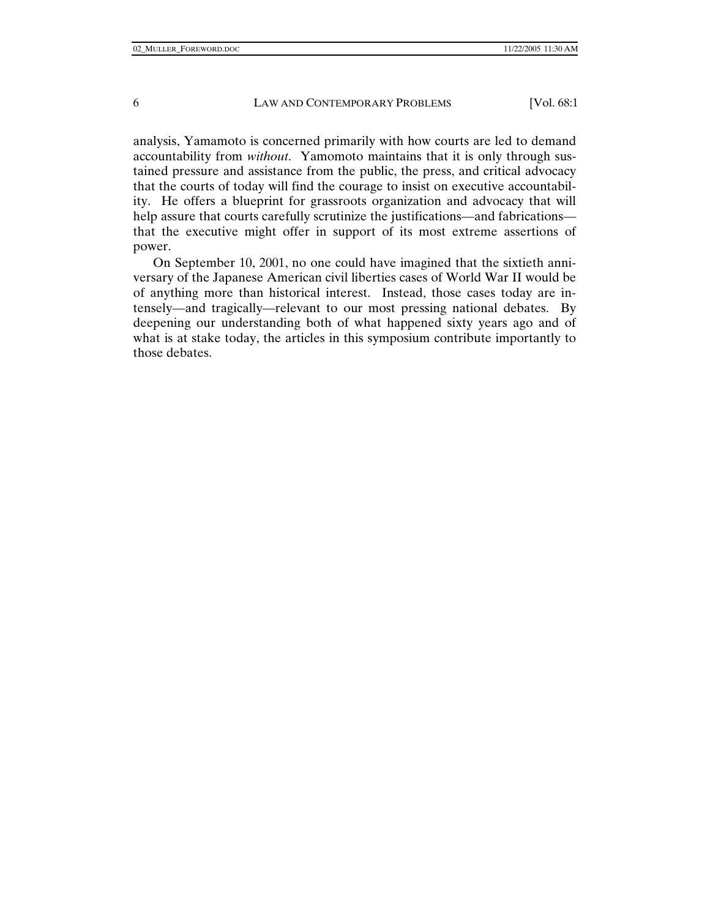analysis, Yamamoto is concerned primarily with how courts are led to demand accountability from *without*. Yamomoto maintains that it is only through sustained pressure and assistance from the public, the press, and critical advocacy that the courts of today will find the courage to insist on executive accountability. He offers a blueprint for grassroots organization and advocacy that will help assure that courts carefully scrutinize the justifications—and fabrications—that the executive might offer in support of its most extreme assertions of power.

On September 10, 2001, no one could have imagined that the sixtieth anniversary of the Japanese American civil liberties cases of World War II would be of anything more than historical interest. Instead, those cases today are intensely—and tragically—relevant to our most pressing national debates. By deepening our understanding both of what happened sixty years ago and of what is at stake today, the articles in this symposium contribute importantly to those debates.